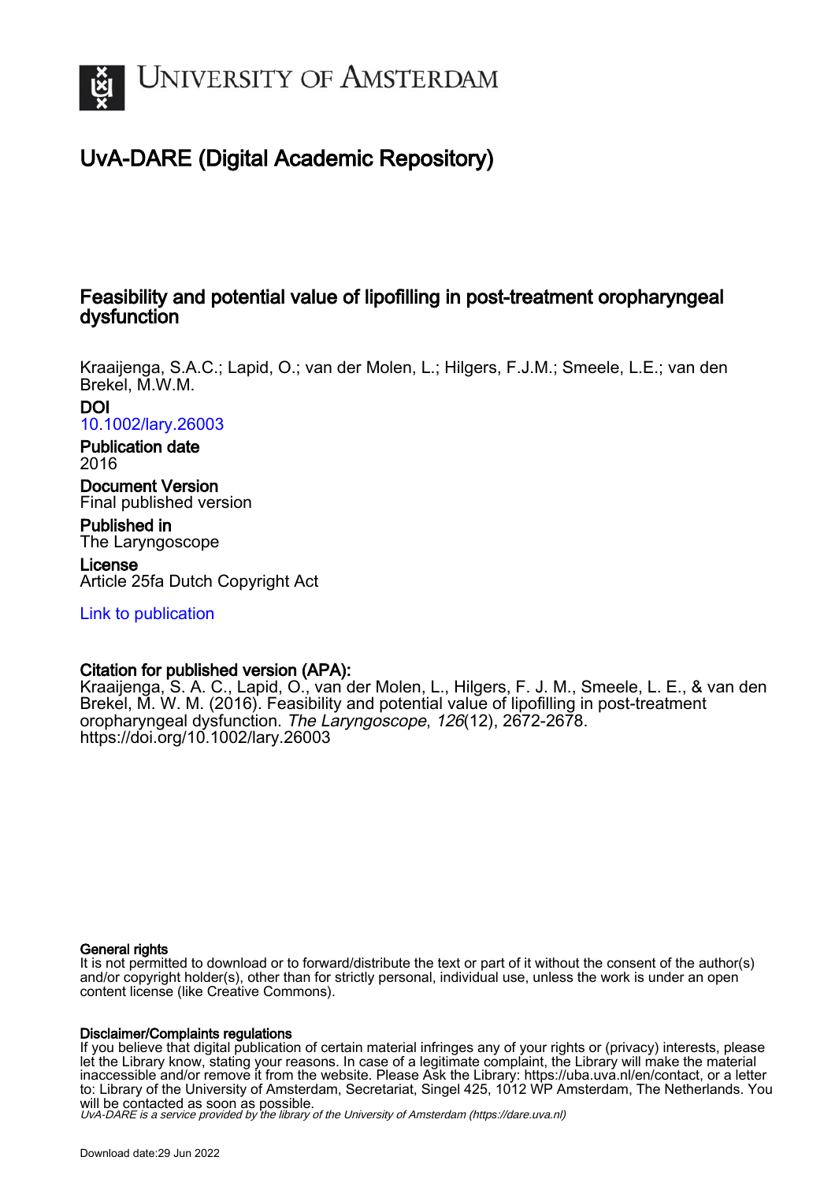UNIVERSITY OF AMSTERDAM

# UvA-DARE (Digital Academic Repository)

## Feasibility and potential value of lipofilling in post-treatment oropharyngeal dysfunction

Kraaijenga, S.A.C.; Lapid, O.; van der Molen, L.; Hilgers, F.J.M.; Smeele, L.E.; van den Brekel, M.W.M.

**DOI**
10.1002/lary.26003

**Publication date**
2016

**Document Version**
Final published version

**Published in**
The Laryngoscope

**License**
Article 25fa Dutch Copyright Act

Link to publication

**Citation for published version (APA):**
Kraaijenga, S. A. C., Lapid, O., van der Molen, L., Hilgers, F. J. M., Smeele, L. E., & van den Brekel, M. W. M. (2016). Feasibility and potential value of lipofilling in post-treatment oropharyngeal dysfunction. *The Laryngoscope*, *126*(12), 2672-2678. https://doi.org/10.1002/lary.26003

**General rights**
It is not permitted to download or to forward/distribute the text or part of it without the consent of the author(s) and/or copyright holder(s), other than for strictly personal, individual use, unless the work is under an open content license (like Creative Commons).

**Disclaimer/Complaints regulations**
If you believe that digital publication of certain material infringes any of your rights or (privacy) interests, please let the Library know, stating your reasons. In case of a legitimate complaint, the Library will make the material inaccessible and/or remove it from the website. Please Ask the Library: https://uba.uva.nl/en/contact, or a letter to: Library of the University of Amsterdam, Secretariat, Singel 425, 1012 WP Amsterdam, The Netherlands. You will be contacted as soon as possible.

*UvA-DARE is a service provided by the library of the University of Amsterdam (https://dare.uva.nl)*

Download date:29 Jun 2022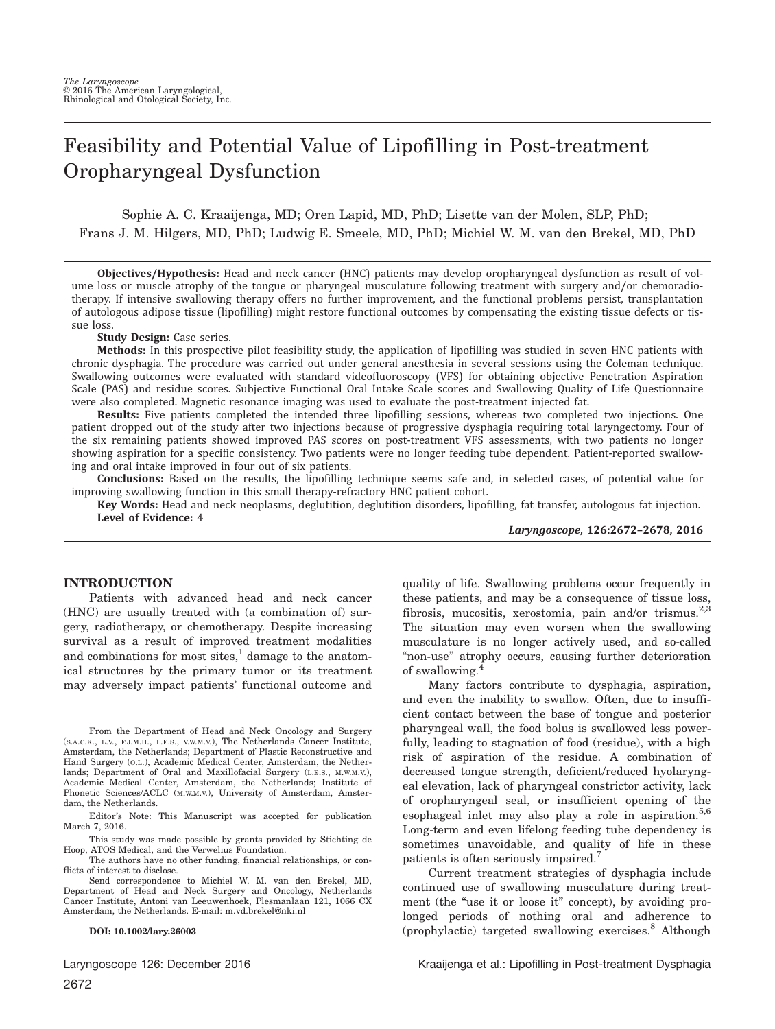# Feasibility and Potential Value of Lipofilling in Post-treatment Oropharyngeal Dysfunction

Sophie A. C. Kraaijenga, MD; Oren Lapid, MD, PhD; Lisette van der Molen, SLP, PhD; Frans J. M. Hilgers, MD, PhD; Ludwig E. Smeele, MD, PhD; Michiel W. M. van den Brekel, MD, PhD

**Objectives/Hypothesis:** Head and neck cancer (HNC) patients may develop oropharyngeal dysfunction as result of volume loss or muscle atrophy of the tongue or pharyngeal musculature following treatment with surgery and/or chemoradiotherapy. If intensive swallowing therapy offers no further improvement, and the functional problems persist, transplantation of autologous adipose tissue (lipofilling) might restore functional outcomes by compensating the existing tissue defects or tissue loss.

**Study Design:** Case series.

**Methods:** In this prospective pilot feasibility study, the application of lipofilling was studied in seven HNC patients with chronic dysphagia. The procedure was carried out under general anesthesia in several sessions using the Coleman technique. Swallowing outcomes were evaluated with standard videofluoroscopy (VFS) for obtaining objective Penetration Aspiration Scale (PAS) and residue scores. Subjective Functional Oral Intake Scale scores and Swallowing Quality of Life Questionnaire were also completed. Magnetic resonance imaging was used to evaluate the post-treatment injected fat.

**Results:** Five patients completed the intended three lipofilling sessions, whereas two completed two injections. One patient dropped out of the study after two injections because of progressive dysphagia requiring total laryngectomy. Four of the six remaining patients showed improved PAS scores on post-treatment VFS assessments, with two patients no longer showing aspiration for a specific consistency. Two patients were no longer feeding tube dependent. Patient-reported swallowing and oral intake improved in four out of six patients.

**Conclusions:** Based on the results, the lipofilling technique seems safe and, in selected cases, of potential value for improving swallowing function in this small therapy-refractory HNC patient cohort.

**Key Words:** Head and neck neoplasms, deglutition, deglutition disorders, lipofilling, fat transfer, autologous fat injection.

**Level of Evidence:** 4

*Laryngoscope*, 126:2672–2678, 2016

## INTRODUCTION

Patients with advanced head and neck cancer (HNC) are usually treated with (a combination of) surgery, radiotherapy, or chemotherapy. Despite increasing survival as a result of improved treatment modalities and combinations for most sites,[1] damage to the anatomical structures by the primary tumor or its treatment may adversely impact patients' functional outcome and quality of life. Swallowing problems occur frequently in these patients, and may be a consequence of tissue loss, fibrosis, mucositis, xerostomia, pain and/or trismus.[2,3] The situation may even worsen when the swallowing musculature is no longer actively used, and so-called "non-use" atrophy occurs, causing further deterioration of swallowing.[4]

Many factors contribute to dysphagia, aspiration, and even the inability to swallow. Often, due to insufficient contact between the base of tongue and posterior pharyngeal wall, the food bolus is swallowed less powerfully, leading to stagnation of food (residue), with a high risk of aspiration of the residue. A combination of decreased tongue strength, deficient/reduced hyolaryngeal elevation, lack of pharyngeal constrictor activity, lack of oropharyngeal seal, or insufficient opening of the esophageal inlet may also play a role in aspiration.[5,6] Long-term and even lifelong feeding tube dependency is sometimes unavoidable, and quality of life in these patients is often seriously impaired.[7]

Current treatment strategies of dysphagia include continued use of swallowing musculature during treatment (the "use it or loose it" concept), by avoiding prolonged periods of nothing oral and adherence to (prophylactic) targeted swallowing exercises.[8] Although

From the Department of Head and Neck Oncology and Surgery (S.A.C.K., L.V., F.J.M.H., L.E.S., V.W.M.V.), The Netherlands Cancer Institute, Amsterdam, the Netherlands; Department of Plastic Reconstructive and Hand Surgery (O.L.), Academic Medical Center, Amsterdam, the Netherlands; Department of Oral and Maxillofacial Surgery (L.E.S., M.W.M.V.), Academic Medical Center, Amsterdam, the Netherlands; Institute of Phonetic Sciences/ACLC (M.W.M.V.), University of Amsterdam, Amsterdam, the Netherlands.

Editor's Note: This Manuscript was accepted for publication March 7, 2016.

This study was made possible by grants provided by Stichting de Hoop, ATOS Medical, and the Verwelius Foundation.

The authors have no other funding, financial relationships, or conflicts of interest to disclose.

Send correspondence to Michiel W. M. van den Brekel, MD, Department of Head and Neck Surgery and Oncology, Netherlands Cancer Institute, Antoni van Leeuwenhoek, Plesmanlaan 121, 1066 CX Amsterdam, the Netherlands. E-mail: m.vd.brekel@nki.nl

**DOI: 10.1002/lary.26003**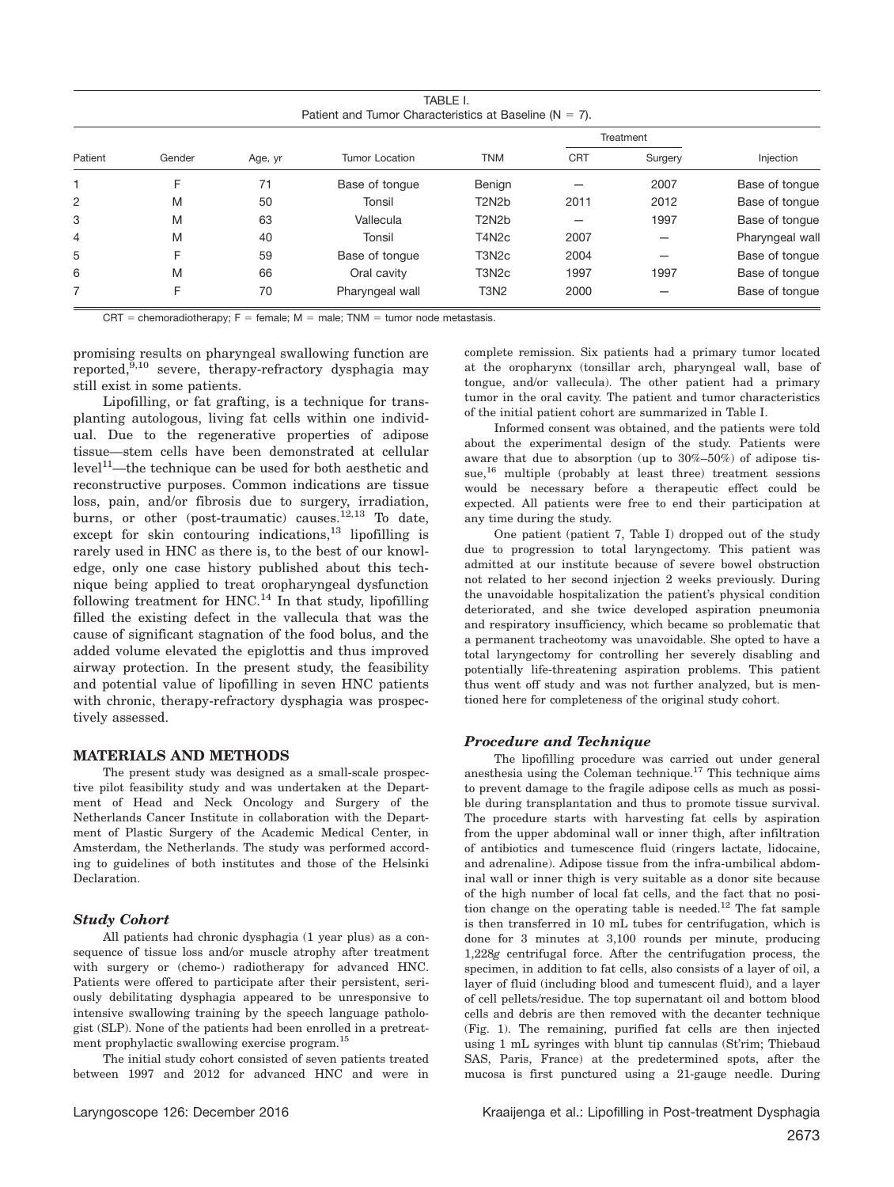TABLE I.
Patient and Tumor Characteristics at Baseline (N = 7).

| Patient | Gender | Age, yr | Tumor Location | TNM | Treatment | | Injection |
|---|---|---|---|---|---|---|---|
| | | | | | CRT | Surgery | |
| 1 | F | 71 | Base of tongue | Benign | — | 2007 | Base of tongue |
| 2 | M | 50 | Tonsil | T2N2b | 2011 | 2012 | Base of tongue |
| 3 | M | 63 | Vallecula | T2N2b | — | 1997 | Base of tongue |
| 4 | M | 40 | Tonsil | T4N2c | 2007 | — | Pharyngeal wall |
| 5 | F | 59 | Base of tongue | T3N2c | 2004 | — | Base of tongue |
| 6 | M | 66 | Oral cavity | T3N2c | 1997 | 1997 | Base of tongue |
| 7 | F | 70 | Pharyngeal wall | T3N2 | 2000 | — | Base of tongue |

CRT = chemoradiotherapy; F = female; M = male; TNM = tumor node metastasis.

promising results on pharyngeal swallowing function are reported,[9,10] severe, therapy-refractory dysphagia may still exist in some patients.

Lipofilling, or fat grafting, is a technique for transplanting autologous, living fat cells within one individual. Due to the regenerative properties of adipose tissue—stem cells have been demonstrated at cellular level[11]—the technique can be used for both aesthetic and reconstructive purposes. Common indications are tissue loss, pain, and/or fibrosis due to surgery, irradiation, burns, or other (post-traumatic) causes.[12,13] To date, except for skin contouring indications,[13] lipofilling is rarely used in HNC as there is, to the best of our knowledge, only one case history published about this technique being applied to treat oropharyngeal dysfunction following treatment for HNC.[14] In that study, lipofilling filled the existing defect in the vallecula that was the cause of significant stagnation of the food bolus, and the added volume elevated the epiglottis and thus improved airway protection. In the present study, the feasibility and potential value of lipofilling in seven HNC patients with chronic, therapy-refractory dysphagia was prospectively assessed.

## MATERIALS AND METHODS

The present study was designed as a small-scale prospective pilot feasibility study and was undertaken at the Department of Head and Neck Oncology and Surgery of the Netherlands Cancer Institute in collaboration with the Department of Plastic Surgery of the Academic Medical Center, in Amsterdam, the Netherlands. The study was performed according to guidelines of both institutes and those of the Helsinki Declaration.

### *Study Cohort*

All patients had chronic dysphagia (1 year plus) as a consequence of tissue loss and/or muscle atrophy after treatment with surgery or (chemo-) radiotherapy for advanced HNC. Patients were offered to participate after their persistent, seriously debilitating dysphagia appeared to be unresponsive to intensive swallowing training by the speech language pathologist (SLP). None of the patients had been enrolled in a pretreatment prophylactic swallowing exercise program.[15]

The initial study cohort consisted of seven patients treated between 1997 and 2012 for advanced HNC and were in complete remission. Six patients had a primary tumor located at the oropharynx (tonsillar arch, pharyngeal wall, base of tongue, and/or vallecula). The other patient had a primary tumor in the oral cavity. The patient and tumor characteristics of the initial patient cohort are summarized in Table I.

Informed consent was obtained, and the patients were told about the experimental design of the study. Patients were aware that due to absorption (up to 30%–50%) of adipose tissue,[16] multiple (probably at least three) treatment sessions would be necessary before a therapeutic effect could be expected. All patients were free to end their participation at any time during the study.

One patient (patient 7, Table I) dropped out of the study due to progression to total laryngectomy. This patient was admitted at our institute because of severe bowel obstruction not related to her second injection 2 weeks previously. During the unavoidable hospitalization the patient's physical condition deteriorated, and she twice developed aspiration pneumonia and respiratory insufficiency, which became so problematic that a permanent tracheotomy was unavoidable. She opted to have a total laryngectomy for controlling her severely disabling and potentially life-threatening aspiration problems. This patient thus went off study and was not further analyzed, but is mentioned here for completeness of the original study cohort.

### *Procedure and Technique*

The lipofilling procedure was carried out under general anesthesia using the Coleman technique.[17] This technique aims to prevent damage to the fragile adipose cells as much as possible during transplantation and thus to promote tissue survival. The procedure starts with harvesting fat cells by aspiration from the upper abdominal wall or inner thigh, after infiltration of antibiotics and tumescence fluid (ringers lactate, lidocaine, and adrenaline). Adipose tissue from the infra-umbilical abdominal wall or inner thigh is very suitable as a donor site because of the high number of local fat cells, and the fact that no position change on the operating table is needed.[12] The fat sample is then transferred in 10 mL tubes for centrifugation, which is done for 3 minutes at 3,100 rounds per minute, producing 1,228*g* centrifugal force. After the centrifugation process, the specimen, in addition to fat cells, also consists of a layer of oil, a layer of fluid (including blood and tumescent fluid), and a layer of cell pellets/residue. The top supernatant oil and bottom blood cells and debris are then removed with the decanter technique (Fig. 1). The remaining, purified fat cells are then injected using 1 mL syringes with blunt tip cannulas (St'rim; Thiebaud SAS, Paris, France) at the predetermined spots, after the mucosa is first punctured using a 21-gauge needle. During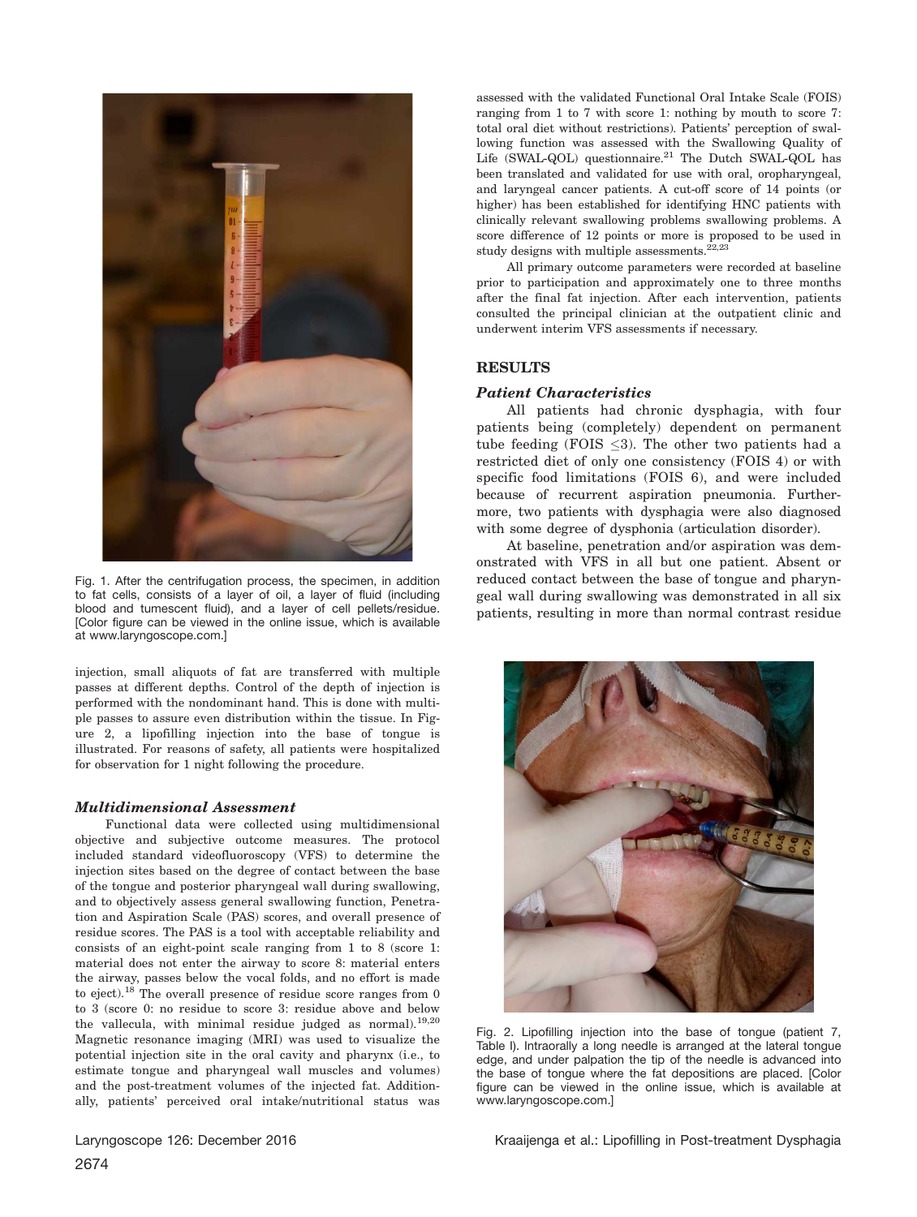Fig. 1. After the centrifugation process, the specimen, in addition to fat cells, consists of a layer of oil, a layer of fluid (including blood and tumescent fluid), and a layer of cell pellets/residue. [Color figure can be viewed in the online issue, which is available at www.laryngoscope.com.]

injection, small aliquots of fat are transferred with multiple passes at different depths. Control of the depth of injection is performed with the nondominant hand. This is done with multiple passes to assure even distribution within the tissue. In Figure 2, a lipofilling injection into the base of tongue is illustrated. For reasons of safety, all patients were hospitalized for observation for 1 night following the procedure.

### *Multidimensional Assessment*

Functional data were collected using multidimensional objective and subjective outcome measures. The protocol included standard videofluoroscopy (VFS) to determine the injection sites based on the degree of contact between the base of the tongue and posterior pharyngeal wall during swallowing, and to objectively assess general swallowing function, Penetration and Aspiration Scale (PAS) scores, and overall presence of residue scores. The PAS is a tool with acceptable reliability and consists of an eight-point scale ranging from 1 to 8 (score 1: material does not enter the airway to score 8: material enters the airway, passes below the vocal folds, and no effort is made to eject).[18] The overall presence of residue score ranges from 0 to 3 (score 0: no residue to score 3: residue above and below the vallecula, with minimal residue judged as normal).[19,20] Magnetic resonance imaging (MRI) was used to visualize the potential injection site in the oral cavity and pharynx (i.e., to estimate tongue and pharyngeal wall muscles and volumes) and the post-treatment volumes of the injected fat. Additionally, patients' perceived oral intake/nutritional status was assessed with the validated Functional Oral Intake Scale (FOIS) ranging from 1 to 7 with score 1: nothing by mouth to score 7: total oral diet without restrictions). Patients' perception of swallowing function was assessed with the Swallowing Quality of Life (SWAL-QOL) questionnaire.[21] The Dutch SWAL-QOL has been translated and validated for use with oral, oropharyngeal, and laryngeal cancer patients. A cut-off score of 14 points (or higher) has been established for identifying HNC patients with clinically relevant swallowing problems swallowing problems. A score difference of 12 points or more is proposed to be used in study designs with multiple assessments.[22,23]

All primary outcome parameters were recorded at baseline prior to participation and approximately one to three months after the final fat injection. After each intervention, patients consulted the principal clinician at the outpatient clinic and underwent interim VFS assessments if necessary.

## RESULTS

### *Patient Characteristics*

All patients had chronic dysphagia, with four patients being (completely) dependent on permanent tube feeding (FOIS $\leq$3). The other two patients had a restricted diet of only one consistency (FOIS 4) or with specific food limitations (FOIS 6), and were included because of recurrent aspiration pneumonia. Furthermore, two patients with dysphagia were also diagnosed with some degree of dysphonia (articulation disorder).

At baseline, penetration and/or aspiration was demonstrated with VFS in all but one patient. Absent or reduced contact between the base of tongue and pharyngeal wall during swallowing was demonstrated in all six patients, resulting in more than normal contrast residue

Fig. 2. Lipofilling injection into the base of tongue (patient 7, Table I). Intraorally a long needle is arranged at the lateral tongue edge, and under palpation the tip of the needle is advanced into the base of tongue where the fat depositions are placed. [Color figure can be viewed in the online issue, which is available at www.laryngoscope.com.]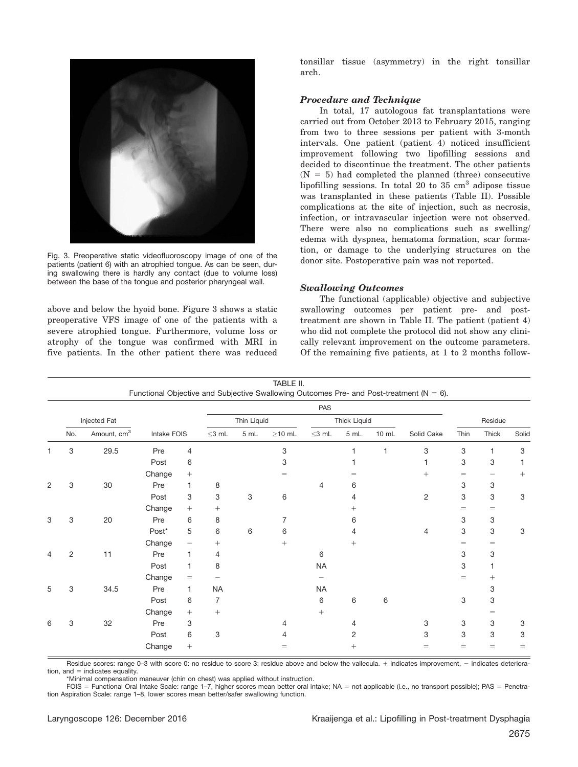Fig. 3. Preoperative static videofluoroscopy image of one of the patients (patient 6) with an atrophied tongue. As can be seen, during swallowing there is hardly any contact (due to volume loss) between the base of the tongue and posterior pharyngeal wall.

above and below the hyoid bone. Figure 3 shows a static preoperative VFS image of one of the patients with a severe atrophied tongue. Furthermore, volume loss or atrophy of the tongue was confirmed with MRI in five patients. In the other patient there was reduced tonsillar tissue (asymmetry) in the right tonsillar arch.

### *Procedure and Technique*

In total, 17 autologous fat transplantations were carried out from October 2013 to February 2015, ranging from two to three sessions per patient with 3-month intervals. One patient (patient 4) noticed insufficient improvement following two lipofilling sessions and decided to discontinue the treatment. The other patients (N = 5) had completed the planned (three) consecutive lipofilling sessions. In total 20 to 35 cm$^3$ adipose tissue was transplanted in these patients (Table II). Possible complications at the site of injection, such as necrosis, infection, or intravascular injection were not observed. There were also no complications such as swelling/edema with dyspnea, hematoma formation, scar formation, or damage to the underlying structures on the donor site. Postoperative pain was not reported.

### *Swallowing Outcomes*

The functional (applicable) objective and subjective swallowing outcomes per patient pre- and post-treatment are shown in Table II. The patient (patient 4) who did not complete the protocol did not show any clinically relevant improvement on the outcome parameters. Of the remaining five patients, at 1 to 2 months follow-

TABLE II.
Functional Objective and Subjective Swallowing Outcomes Pre- and Post-treatment (N = 6).

| | Injected Fat | | Intake FOIS | | PAS | | | | | | | Residue | | |
|---|---|---|---|---|---|---|---|---|---|---|---|---|---|---|
| | | | | | Thin Liquid | | | Thick Liquid | | | | | | |
| | No. | Amount, cm$^3$ | | | ≤3 mL | 5 mL | ≥10 mL | ≤3 mL | 5 mL | 10 mL | Solid Cake | Thin | Thick | Solid |
| 1 | 3 | 29.5 | Pre | 4 | | | 3 | | 1 | 1 | 3 | 3 | 1 | 3 |
| | | | Post | 6 | | | 3 | | 1 | | 1 | 3 | 3 | 1 |
| | | | Change | + | | | = | | = | | + | = | − | + |
| 2 | 3 | 30 | Pre | 1 | 8 | | | 4 | 6 | | | 3 | 3 | |
| | | | Post | 3 | 3 | 3 | 6 | | 4 | | 2 | 3 | 3 | 3 |
| | | | Change | + | + | | | | + | | | = | = | |
| 3 | 3 | 20 | Pre | 6 | 8 | | 7 | | 6 | | | 3 | 3 | |
| | | | Post* | 5 | 6 | 6 | 6 | | 4 | | 4 | 3 | 3 | 3 |
| | | | Change | − | + | | + | | + | | | = | = | |
| 4 | 2 | 11 | Pre | 1 | 4 | | | 6 | | | | 3 | 3 | |
| | | | Post | 1 | 8 | | | NA | | | | 3 | 1 | |
| | | | Change | = | − | | | − | | | | = | + | |
| 5 | 3 | 34.5 | Pre | 1 | NA | | | NA | | | | | 3 | |
| | | | Post | 6 | 7 | | | 6 | 6 | 6 | | 3 | 3 | |
| | | | Change | + | + | | | + | | | | | = | |
| 6 | 3 | 32 | Pre | 3 | | | 4 | | 4 | | 3 | 3 | 3 | 3 |
| | | | Post | 6 | 3 | | 4 | | 2 | | 3 | 3 | 3 | 3 |
| | | | Change | + | | | = | | + | | = | = | = | = |

Residue scores: range 0–3 with score 0: no residue to score 3: residue above and below the vallecula. + indicates improvement, − indicates deterioration, and = indicates equality.

*Minimal compensation maneuver (chin on chest) was applied without instruction.

FOIS = Functional Oral Intake Scale: range 1–7, higher scores mean better oral intake; NA = not applicable (i.e., no transport possible); PAS = Penetration Aspiration Scale: range 1–8, lower scores mean better/safer swallowing function.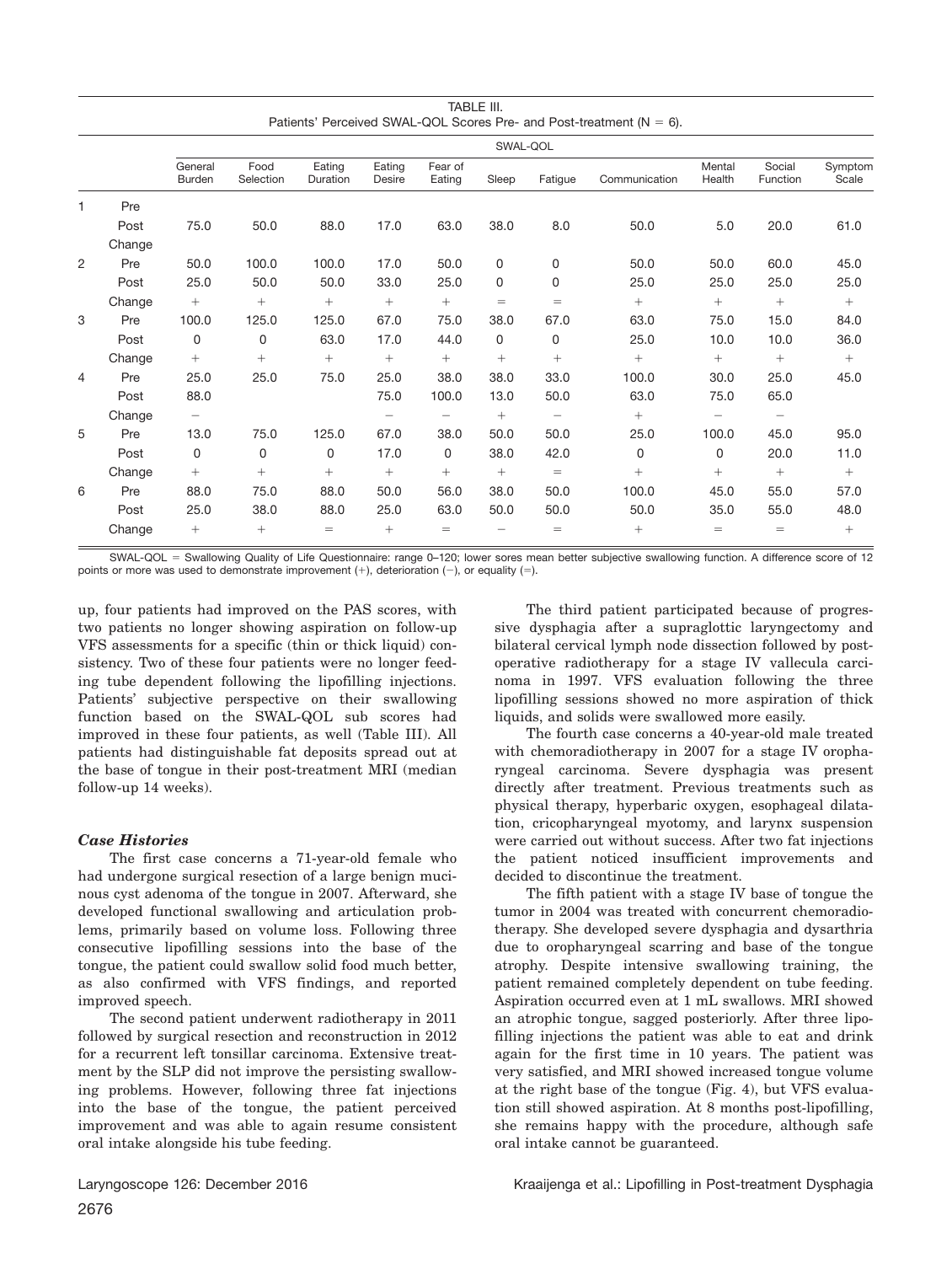TABLE III.
Patients' Perceived SWAL-QOL Scores Pre- and Post-treatment (N = 6).

| | | SWAL-QOL | | | | | | | | | | |
|---|---|---|---|---|---|---|---|---|---|---|---|---|
| | | General Burden | Food Selection | Eating Duration | Eating Desire | Fear of Eating | Sleep | Fatigue | Communication | Mental Health | Social Function | Symptom Scale |
| 1 | Pre | | | | | | | | | | | |
| | Post | 75.0 | 50.0 | 88.0 | 17.0 | 63.0 | 38.0 | 8.0 | 50.0 | 5.0 | 20.0 | 61.0 |
| | Change | | | | | | | | | | | |
| 2 | Pre | 50.0 | 100.0 | 100.0 | 17.0 | 50.0 | 0 | 0 | 50.0 | 50.0 | 60.0 | 45.0 |
| | Post | 25.0 | 50.0 | 50.0 | 33.0 | 25.0 | 0 | 0 | 25.0 | 25.0 | 25.0 | 25.0 |
| | Change | + | + | + | + | + | = | = | + | + | + | + |
| 3 | Pre | 100.0 | 125.0 | 125.0 | 67.0 | 75.0 | 38.0 | 67.0 | 63.0 | 75.0 | 15.0 | 84.0 |
| | Post | 0 | 0 | 63.0 | 17.0 | 44.0 | 0 | 0 | 25.0 | 10.0 | 10.0 | 36.0 |
| | Change | + | + | + | + | + | + | + | + | + | + | + |
| 4 | Pre | 25.0 | 25.0 | 75.0 | 25.0 | 38.0 | 38.0 | 33.0 | 100.0 | 30.0 | 25.0 | 45.0 |
| | Post | 88.0 | | | 75.0 | 100.0 | 13.0 | 50.0 | 63.0 | 75.0 | 65.0 | |
| | Change | − | | | − | − | + | − | + | − | − | |
| 5 | Pre | 13.0 | 75.0 | 125.0 | 67.0 | 38.0 | 50.0 | 50.0 | 25.0 | 100.0 | 45.0 | 95.0 |
| | Post | 0 | 0 | 0 | 17.0 | 0 | 38.0 | 42.0 | 0 | 0 | 20.0 | 11.0 |
| | Change | + | + | + | + | + | + | = | + | + | + | + |
| 6 | Pre | 88.0 | 75.0 | 88.0 | 50.0 | 56.0 | 38.0 | 50.0 | 100.0 | 45.0 | 55.0 | 57.0 |
| | Post | 25.0 | 38.0 | 88.0 | 25.0 | 63.0 | 50.0 | 50.0 | 50.0 | 35.0 | 55.0 | 48.0 |
| | Change | + | + | = | + | = | − | = | + | = | = | + |

SWAL-QOL = Swallowing Quality of Life Questionnaire: range 0–120; lower sores mean better subjective swallowing function. A difference score of 12 points or more was used to demonstrate improvement (+), deterioration (−), or equality (=).

up, four patients had improved on the PAS scores, with two patients no longer showing aspiration on follow-up VFS assessments for a specific (thin or thick liquid) consistency. Two of these four patients were no longer feeding tube dependent following the lipofilling injections. Patients' subjective perspective on their swallowing function based on the SWAL-QOL sub scores had improved in these four patients, as well (Table III). All patients had distinguishable fat deposits spread out at the base of tongue in their post-treatment MRI (median follow-up 14 weeks).

### *Case Histories*

The first case concerns a 71-year-old female who had undergone surgical resection of a large benign mucinous cyst adenoma of the tongue in 2007. Afterward, she developed functional swallowing and articulation problems, primarily based on volume loss. Following three consecutive lipofilling sessions into the base of the tongue, the patient could swallow solid food much better, as also confirmed with VFS findings, and reported improved speech.

The second patient underwent radiotherapy in 2011 followed by surgical resection and reconstruction in 2012 for a recurrent left tonsillar carcinoma. Extensive treatment by the SLP did not improve the persisting swallowing problems. However, following three fat injections into the base of the tongue, the patient perceived improvement and was able to again resume consistent oral intake alongside his tube feeding.

The third patient participated because of progressive dysphagia after a supraglottic laryngectomy and bilateral cervical lymph node dissection followed by postoperative radiotherapy for a stage IV vallecula carcinoma in 1997. VFS evaluation following the three lipofilling sessions showed no more aspiration of thick liquids, and solids were swallowed more easily.

The fourth case concerns a 40-year-old male treated with chemoradiotherapy in 2007 for a stage IV oropharyngeal carcinoma. Severe dysphagia was present directly after treatment. Previous treatments such as physical therapy, hyperbaric oxygen, esophageal dilatation, cricopharyngeal myotomy, and larynx suspension were carried out without success. After two fat injections the patient noticed insufficient improvements and decided to discontinue the treatment.

The fifth patient with a stage IV base of tongue the tumor in 2004 was treated with concurrent chemoradiotherapy. She developed severe dysphagia and dysarthria due to oropharyngeal scarring and base of the tongue atrophy. Despite intensive swallowing training, the patient remained completely dependent on tube feeding. Aspiration occurred even at 1 mL swallows. MRI showed an atrophic tongue, sagged posteriorly. After three lipofilling injections the patient was able to eat and drink again for the first time in 10 years. The patient was very satisfied, and MRI showed increased tongue volume at the right base of the tongue (Fig. 4), but VFS evaluation still showed aspiration. At 8 months post-lipofilling, she remains happy with the procedure, although safe oral intake cannot be guaranteed.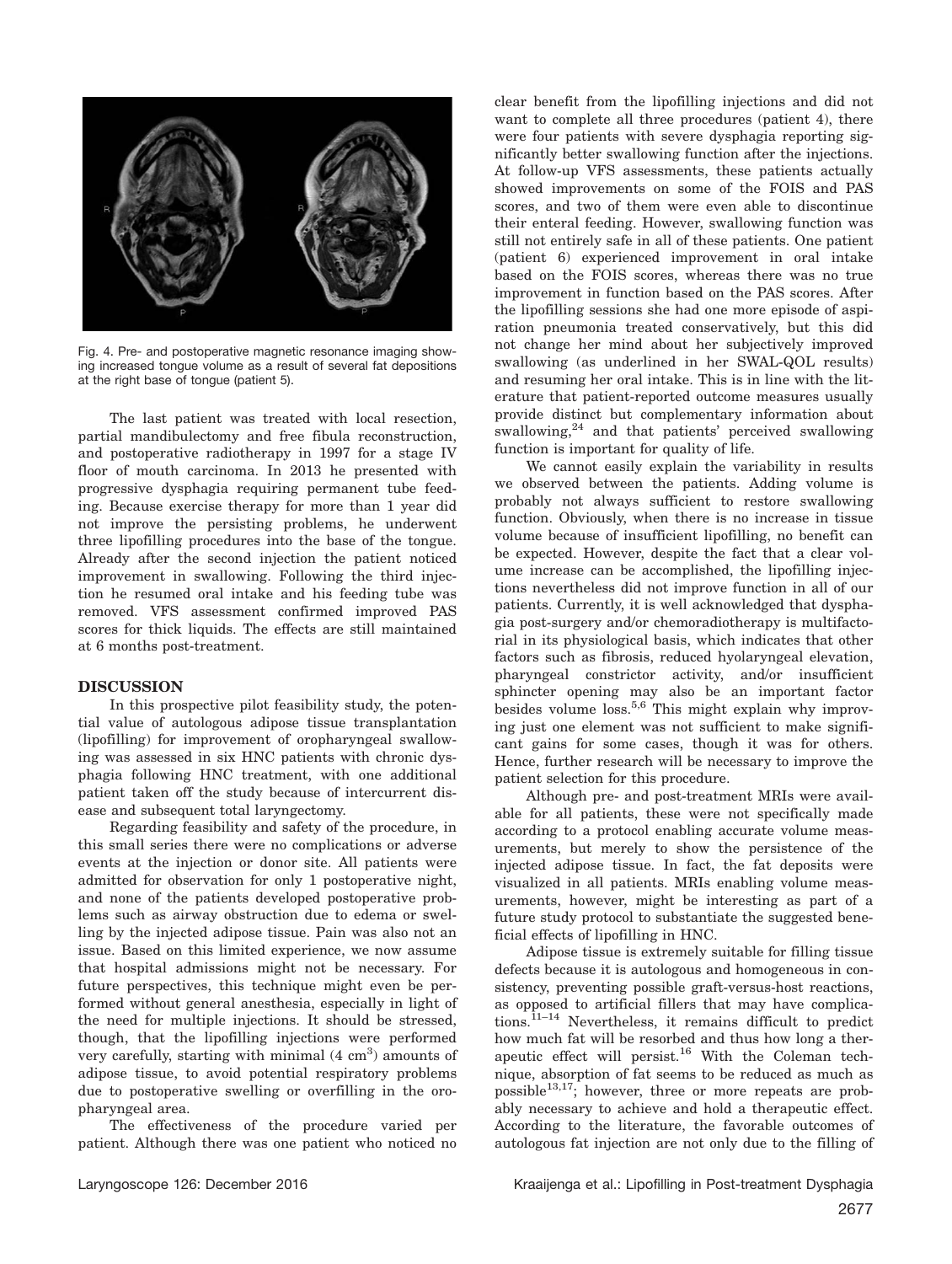Fig. 4. Pre- and postoperative magnetic resonance imaging showing increased tongue volume as a result of several fat depositions at the right base of tongue (patient 5).

The last patient was treated with local resection, partial mandibulectomy and free fibula reconstruction, and postoperative radiotherapy in 1997 for a stage IV floor of mouth carcinoma. In 2013 he presented with progressive dysphagia requiring permanent tube feeding. Because exercise therapy for more than 1 year did not improve the persisting problems, he underwent three lipofilling procedures into the base of the tongue. Already after the second injection the patient noticed improvement in swallowing. Following the third injection he resumed oral intake and his feeding tube was removed. VFS assessment confirmed improved PAS scores for thick liquids. The effects are still maintained at 6 months post-treatment.

## DISCUSSION

In this prospective pilot feasibility study, the potential value of autologous adipose tissue transplantation (lipofilling) for improvement of oropharyngeal swallowing was assessed in six HNC patients with chronic dysphagia following HNC treatment, with one additional patient taken off the study because of intercurrent disease and subsequent total laryngectomy.

Regarding feasibility and safety of the procedure, in this small series there were no complications or adverse events at the injection or donor site. All patients were admitted for observation for only 1 postoperative night, and none of the patients developed postoperative problems such as airway obstruction due to edema or swelling by the injected adipose tissue. Pain was also not an issue. Based on this limited experience, we now assume that hospital admissions might not be necessary. For future perspectives, this technique might even be performed without general anesthesia, especially in light of the need for multiple injections. It should be stressed, though, that the lipofilling injections were performed very carefully, starting with minimal (4 $cm^3$) amounts of adipose tissue, to avoid potential respiratory problems due to postoperative swelling or overfilling in the oropharyngeal area.

The effectiveness of the procedure varied per patient. Although there was one patient who noticed no clear benefit from the lipofilling injections and did not want to complete all three procedures (patient 4), there were four patients with severe dysphagia reporting significantly better swallowing function after the injections. At follow-up VFS assessments, these patients actually showed improvements on some of the FOIS and PAS scores, and two of them were even able to discontinue their enteral feeding. However, swallowing function was still not entirely safe in all of these patients. One patient (patient 6) experienced improvement in oral intake based on the FOIS scores, whereas there was no true improvement in function based on the PAS scores. After the lipofilling sessions she had one more episode of aspiration pneumonia treated conservatively, but this did not change her mind about her subjectively improved swallowing (as underlined in her SWAL-QOL results) and resuming her oral intake. This is in line with the literature that patient-reported outcome measures usually provide distinct but complementary information about swallowing,[24] and that patients' perceived swallowing function is important for quality of life.

We cannot easily explain the variability in results we observed between the patients. Adding volume is probably not always sufficient to restore swallowing function. Obviously, when there is no increase in tissue volume because of insufficient lipofilling, no benefit can be expected. However, despite the fact that a clear volume increase can be accomplished, the lipofilling injections nevertheless did not improve function in all of our patients. Currently, it is well acknowledged that dysphagia post-surgery and/or chemoradiotherapy is multifactorial in its physiological basis, which indicates that other factors such as fibrosis, reduced hyolaryngeal elevation, pharyngeal constrictor activity, and/or insufficient sphincter opening may also be an important factor besides volume loss.[5,6] This might explain why improving just one element was not sufficient to make significant gains for some cases, though it was for others. Hence, further research will be necessary to improve the patient selection for this procedure.

Although pre- and post-treatment MRIs were available for all patients, these were not specifically made according to a protocol enabling accurate volume measurements, but merely to show the persistence of the injected adipose tissue. In fact, the fat deposits were visualized in all patients. MRIs enabling volume measurements, however, might be interesting as part of a future study protocol to substantiate the suggested beneficial effects of lipofilling in HNC.

Adipose tissue is extremely suitable for filling tissue defects because it is autologous and homogeneous in consistency, preventing possible graft-versus-host reactions, as opposed to artificial fillers that may have complications.[11–14] Nevertheless, it remains difficult to predict how much fat will be resorbed and thus how long a therapeutic effect will persist.[16] With the Coleman technique, absorption of fat seems to be reduced as much as possible[13,17]; however, three or more repeats are probably necessary to achieve and hold a therapeutic effect. According to the literature, the favorable outcomes of autologous fat injection are not only due to the filling of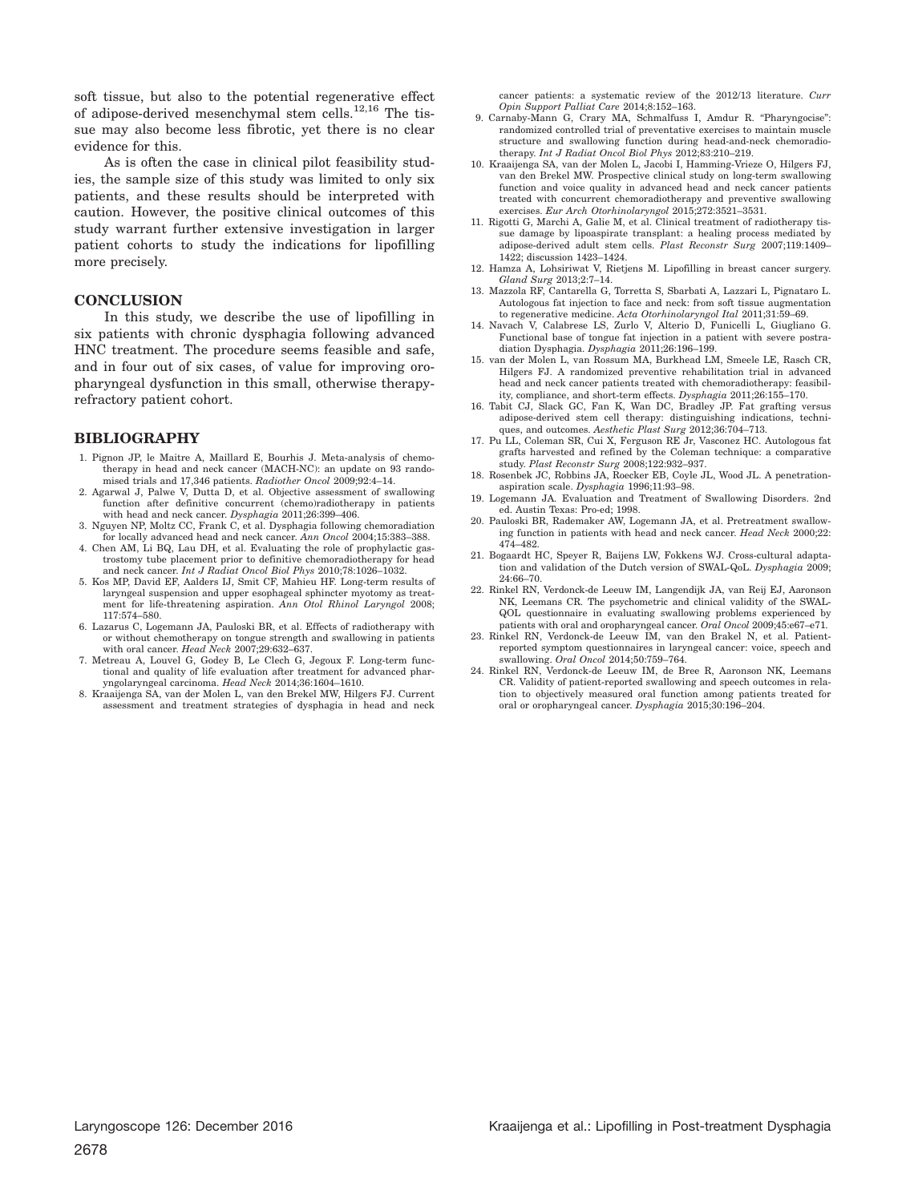soft tissue, but also to the potential regenerative effect of adipose-derived mesenchymal stem cells.[12,16] The tissue may also become less fibrotic, yet there is no clear evidence for this.

As is often the case in clinical pilot feasibility studies, the sample size of this study was limited to only six patients, and these results should be interpreted with caution. However, the positive clinical outcomes of this study warrant further extensive investigation in larger patient cohorts to study the indications for lipofilling more precisely.

## CONCLUSION

In this study, we describe the use of lipofilling in six patients with chronic dysphagia following advanced HNC treatment. The procedure seems feasible and safe, and in four out of six cases, of value for improving oropharyngeal dysfunction in this small, otherwise therapy-refractory patient cohort.

## BIBLIOGRAPHY

1. Pignon JP, le Maitre A, Maillard E, Bourhis J. Meta-analysis of chemotherapy in head and neck cancer (MACH-NC): an update on 93 randomised trials and 17,346 patients. *Radiother Oncol* 2009;92:4–14.
2. Agarwal J, Palwe V, Dutta D, et al. Objective assessment of swallowing function after definitive concurrent (chemo)radiotherapy in patients with head and neck cancer. *Dysphagia* 2011;26:399–406.
3. Nguyen NP, Moltz CC, Frank C, et al. Dysphagia following chemoradiation for locally advanced head and neck cancer. *Ann Oncol* 2004;15:383–388.
4. Chen AM, Li BQ, Lau DH, et al. Evaluating the role of prophylactic gastrostomy tube placement prior to definitive chemoradiotherapy for head and neck cancer. *Int J Radiat Oncol Biol Phys* 2010;78:1026–1032.
5. Kos MP, David EF, Aalders IJ, Smit CF, Mahieu HF. Long-term results of laryngeal suspension and upper esophageal sphincter myotomy as treatment for life-threatening aspiration. *Ann Otol Rhinol Laryngol* 2008; 117:574–580.
6. Lazarus C, Logemann JA, Pauloski BR, et al. Effects of radiotherapy with or without chemotherapy on tongue strength and swallowing in patients with oral cancer. *Head Neck* 2007;29:632–637.
7. Metreau A, Louvel G, Godey B, Le Clech G, Jegoux F. Long-term functional and quality of life evaluation after treatment for advanced pharyngolaryngeal carcinoma. *Head Neck* 2014;36:1604–1610.
8. Kraaijenga SA, van der Molen L, van den Brekel MW, Hilgers FJ. Current assessment and treatment strategies of dysphagia in head and neck cancer patients: a systematic review of the 2012/13 literature. *Curr Opin Support Palliat Care* 2014;8:152–163.
9. Carnaby-Mann G, Crary MA, Schmalfuss I, Amdur R. "Pharyngocise": randomized controlled trial of preventative exercises to maintain muscle structure and swallowing function during head-and-neck chemoradiotherapy. *Int J Radiat Oncol Biol Phys* 2012;83:210–219.
10. Kraaijenga SA, van der Molen L, Jacobi I, Hamming-Vrieze O, Hilgers FJ, van den Brekel MW. Prospective clinical study on long-term swallowing function and voice quality in advanced head and neck cancer patients treated with concurrent chemoradiotherapy and preventive swallowing exercises. *Eur Arch Otorhinolaryngol* 2015;272:3521–3531.
11. Rigotti G, Marchi A, Galie M, et al. Clinical treatment of radiotherapy tissue damage by lipoaspirate transplant: a healing process mediated by adipose-derived adult stem cells. *Plast Reconstr Surg* 2007;119:1409–1422; discussion 1423–1424.
12. Hamza A, Lohsiriwat V, Rietjens M. Lipofilling in breast cancer surgery. *Gland Surg* 2013;2:7–14.
13. Mazzola RF, Cantarella G, Torretta S, Sbarbati A, Lazzari L, Pignataro L. Autologous fat injection to face and neck: from soft tissue augmentation to regenerative medicine. *Acta Otorhinolaryngol Ital* 2011;31:59–69.
14. Navach V, Calabrese LS, Zurlo V, Alterio D, Funicelli L, Giugliano G. Functional base of tongue fat injection in a patient with severe postradiation Dysphagia. *Dysphagia* 2011;26:196–199.
15. van der Molen L, van Rossum MA, Burkhead LM, Smeele LE, Rasch CR, Hilgers FJ. A randomized preventive rehabilitation trial in advanced head and neck cancer patients treated with chemoradiotherapy: feasibility, compliance, and short-term effects. *Dysphagia* 2011;26:155–170.
16. Tabit CJ, Slack GC, Fan K, Wan DC, Bradley JP. Fat grafting versus adipose-derived stem cell therapy: distinguishing indications, techniques, and outcomes. *Aesthetic Plast Surg* 2012;36:704–713.
17. Pu LL, Coleman SR, Cui X, Ferguson RE Jr, Vasconez HC. Autologous fat grafts harvested and refined by the Coleman technique: a comparative study. *Plast Reconstr Surg* 2008;122:932–937.
18. Rosenbek JC, Robbins JA, Roecker EB, Coyle JL, Wood JL. A penetration-aspiration scale. *Dysphagia* 1996;11:93–98.
19. Logemann JA. Evaluation and Treatment of Swallowing Disorders. 2nd ed. Austin Texas: Pro-ed; 1998.
20. Pauloski BR, Rademaker AW, Logemann JA, et al. Pretreatment swallowing function in patients with head and neck cancer. *Head Neck* 2000;22: 474–482.
21. Bogaardt HC, Speyer R, Baijens LW, Fokkens WJ. Cross-cultural adaptation and validation of the Dutch version of SWAL-QoL. *Dysphagia* 2009; 24:66–70.
22. Rinkel RN, Verdonck-de Leeuw IM, Langendijk JA, van Reij EJ, Aaronson NK, Leemans CR. The psychometric and clinical validity of the SWAL-QOL questionnaire in evaluating swallowing problems experienced by patients with oral and oropharyngeal cancer. *Oral Oncol* 2009;45:e67–e71.
23. Rinkel RN, Verdonck-de Leeuw IM, van den Brakel N, et al. Patient-reported symptom questionnaires in laryngeal cancer: voice, speech and swallowing. *Oral Oncol* 2014;50:759–764.
24. Rinkel RN, Verdonck-de Leeuw IM, de Bree R, Aaronson NK, Leemans CR. Validity of patient-reported swallowing and speech outcomes in relation to objectively measured oral function among patients treated for oral or oropharyngeal cancer. *Dysphagia* 2015;30:196–204.